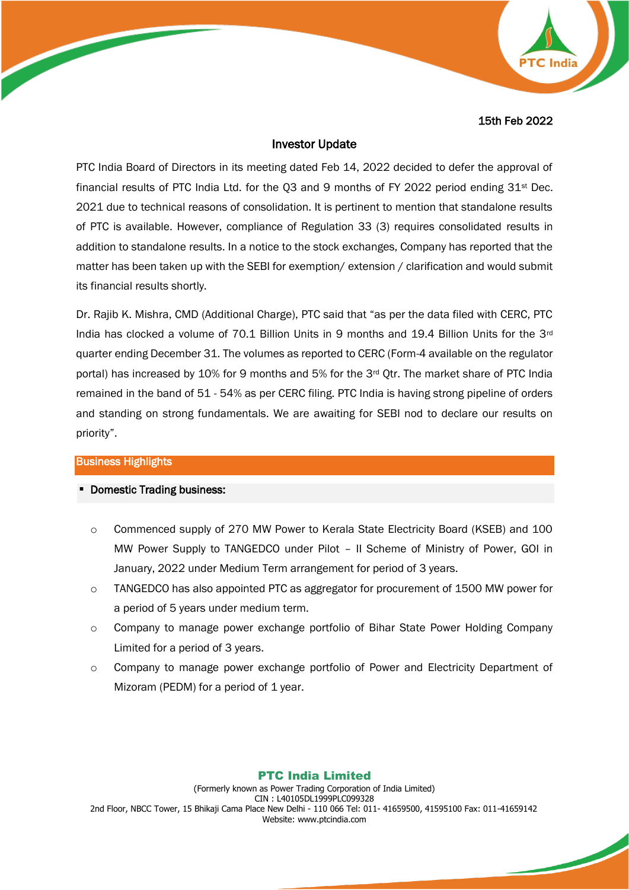15th Feb 2022

## Investor Update

PTC India Board of Directors in its meeting dated Feb 14, 2022 decided to defer the approval of financial results of PTC India Ltd. for the Q3 and 9 months of FY 2022 period ending 31st Dec. 2021 due to technical reasons of consolidation. It is pertinent to mention that standalone results of PTC is available. However, compliance of Regulation 33 (3) requires consolidated results in addition to standalone results. In a notice to the stock exchanges, Company has reported that the matter has been taken up with the SEBI for exemption/ extension / clarification and would submit its financial results shortly.

Dr. Rajib K. Mishra, CMD (Additional Charge), PTC said that "as per the data filed with CERC, PTC India has clocked a volume of 70.1 Billion Units in 9 months and 19.4 Billion Units for the 3rd quarter ending December 31. The volumes as reported to CERC (Form-4 available on the regulator portal) has increased by 10% for 9 months and 5% for the 3rd Qtr. The market share of PTC India remained in the band of 51 - 54% as per CERC filing. PTC India is having strong pipeline of orders and standing on strong fundamentals. We are awaiting for SEBI nod to declare our results on priority".

## Business Highlights

- **Domestic Trading business:**
  - Commenced supply of 270 MW Power to Kerala State Electricity Board (KSEB) and 100 MW Power Supply to TANGEDCO under Pilot – II Scheme of Ministry of Power, GOI in January, 2022 under Medium Term arrangement for period of 3 years.
  - TANGEDCO has also appointed PTC as aggregator for procurement of 1500 MW power for a period of 5 years under medium term.
  - Company to manage power exchange portfolio of Bihar State Power Holding Company Limited for a period of 3 years.
  - Company to manage power exchange portfolio of Power and Electricity Department of Mizoram (PEDM) for a period of 1 year.

**PTC India Limited**
(Formerly known as Power Trading Corporation of India Limited)
CIN : L40105DL1999PLC099328
2nd Floor, NBCC Tower, 15 Bhikaji Cama Place New Delhi - 110 066 Tel: 011- 41659500, 41595100 Fax: 011-41659142
Website: www.ptcindia.com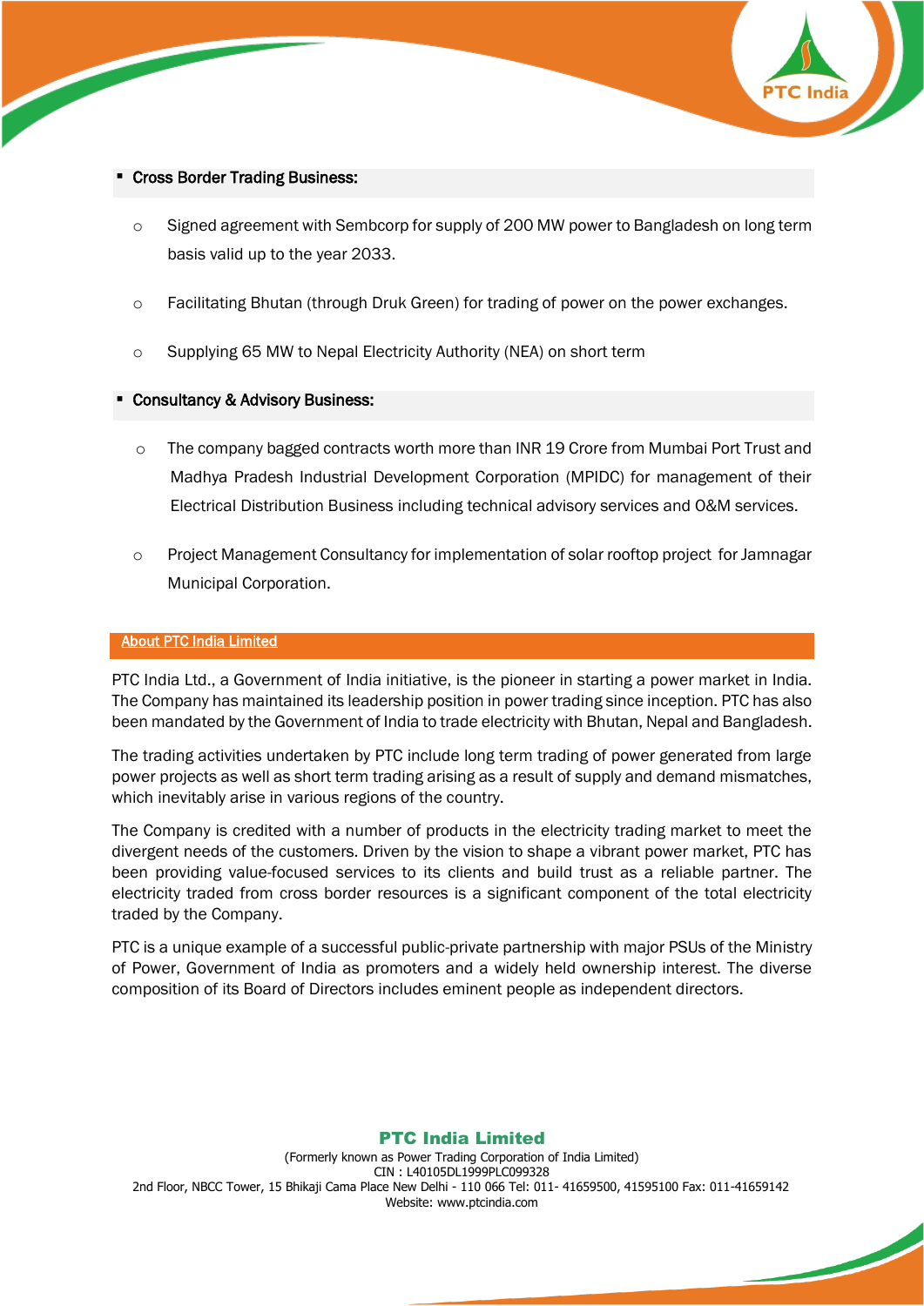- **Cross Border Trading Business:**
  - Signed agreement with Sembcorp for supply of 200 MW power to Bangladesh on long term basis valid up to the year 2033.
  - Facilitating Bhutan (through Druk Green) for trading of power on the power exchanges.
  - Supplying 65 MW to Nepal Electricity Authority (NEA) on short term

- **Consultancy & Advisory Business:**
  - The company bagged contracts worth more than INR 19 Crore from Mumbai Port Trust and Madhya Pradesh Industrial Development Corporation (MPIDC) for management of their Electrical Distribution Business including technical advisory services and O&M services.
  - Project Management Consultancy for implementation of solar rooftop project for Jamnagar Municipal Corporation.

## About PTC India Limited

PTC India Ltd., a Government of India initiative, is the pioneer in starting a power market in India. The Company has maintained its leadership position in power trading since inception. PTC has also been mandated by the Government of India to trade electricity with Bhutan, Nepal and Bangladesh.

The trading activities undertaken by PTC include long term trading of power generated from large power projects as well as short term trading arising as a result of supply and demand mismatches, which inevitably arise in various regions of the country.

The Company is credited with a number of products in the electricity trading market to meet the divergent needs of the customers. Driven by the vision to shape a vibrant power market, PTC has been providing value-focused services to its clients and build trust as a reliable partner. The electricity traded from cross border resources is a significant component of the total electricity traded by the Company.

PTC is a unique example of a successful public-private partnership with major PSUs of the Ministry of Power, Government of India as promoters and a widely held ownership interest. The diverse composition of its Board of Directors includes eminent people as independent directors.

**PTC India Limited**
(Formerly known as Power Trading Corporation of India Limited)
CIN : L40105DL1999PLC099328
2nd Floor, NBCC Tower, 15 Bhikaji Cama Place New Delhi - 110 066 Tel: 011- 41659500, 41595100 Fax: 011-41659142
Website: www.ptcindia.com